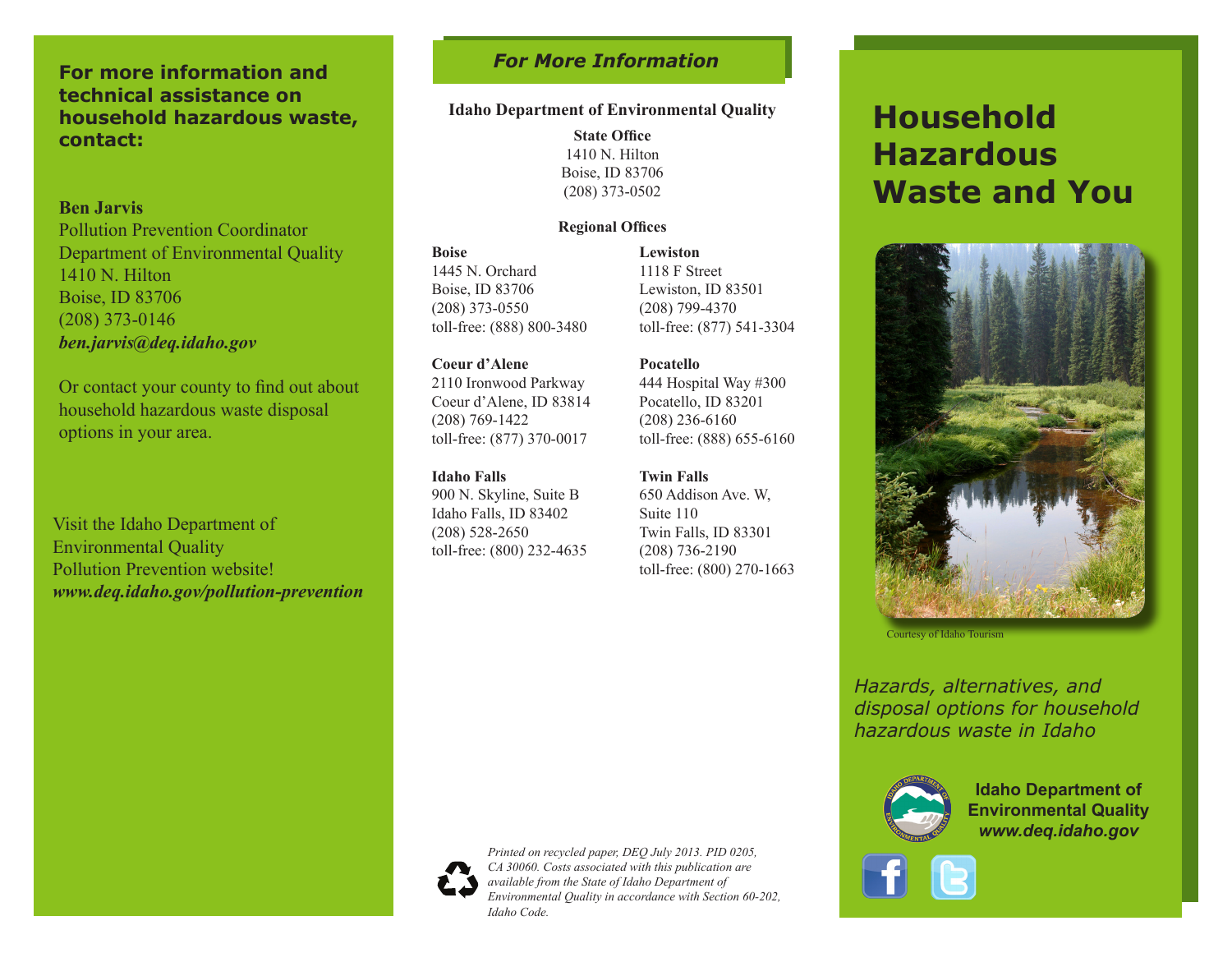**For more information and technical assistance on household hazardous waste, contact:**

**Ben Jarvis**
Pollution Prevention Coordinator
Department of Environmental Quality
1410 N. Hilton
Boise, ID 83706
(208) 373-0146
***ben.jarvis@deq.idaho.gov***

Or contact your county to find out about household hazardous waste disposal options in your area.

Visit the Idaho Department of Environmental Quality Pollution Prevention website!
***www.deq.idaho.gov/pollution-prevention***

## *For More Information*

**Idaho Department of Environmental Quality**

**State Office**
1410 N. Hilton
Boise, ID 83706
(208) 373-0502

**Regional Offices**

**Boise**
1445 N. Orchard
Boise, ID 83706
(208) 373-0550
toll-free: (888) 800-3480

**Coeur d'Alene**
2110 Ironwood Parkway
Coeur d'Alene, ID 83814
(208) 769-1422
toll-free: (877) 370-0017

**Idaho Falls**
900 N. Skyline, Suite B
Idaho Falls, ID 83402
(208) 528-2650
toll-free: (800) 232-4635

**Lewiston**
1118 F Street
Lewiston, ID 83501
(208) 799-4370
toll-free: (877) 541-3304

**Pocatello**
444 Hospital Way #300
Pocatello, ID 83201
(208) 236-6160
toll-free: (888) 655-6160

**Twin Falls**
650 Addison Ave. W,
Suite 110
Twin Falls, ID 83301
(208) 736-2190
toll-free: (800) 270-1663

*Printed on recycled paper, DEQ July 2013. PID 0205, CA 30060. Costs associated with this publication are available from the State of Idaho Department of Environmental Quality in accordance with Section 60-202, Idaho Code.*

# Household Hazardous Waste and You

Courtesy of Idaho Tourism

*Hazards, alternatives, and disposal options for household hazardous waste in Idaho*

**Idaho Department of Environmental Quality**
***www.deq.idaho.gov***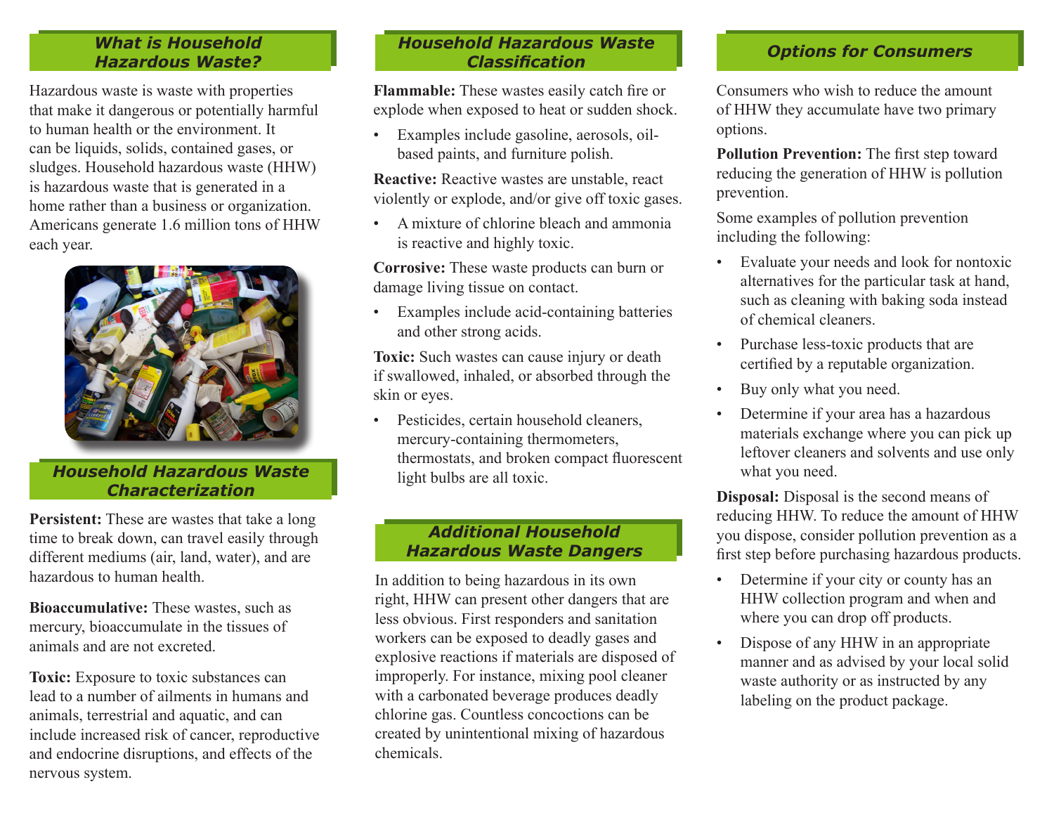## What is Household Hazardous Waste?

Hazardous waste is waste with properties that make it dangerous or potentially harmful to human health or the environment. It can be liquids, solids, contained gases, or sludges. Household hazardous waste (HHW) is hazardous waste that is generated in a home rather than a business or organization. Americans generate 1.6 million tons of HHW each year.

## Household Hazardous Waste Characterization

**Persistent:** These are wastes that take a long time to break down, can travel easily through different mediums (air, land, water), and are hazardous to human health.

**Bioaccumulative:** These wastes, such as mercury, bioaccumulate in the tissues of animals and are not excreted.

**Toxic:** Exposure to toxic substances can lead to a number of ailments in humans and animals, terrestrial and aquatic, and can include increased risk of cancer, reproductive and endocrine disruptions, and effects of the nervous system.

## Household Hazardous Waste Classification

**Flammable:** These wastes easily catch fire or explode when exposed to heat or sudden shock.

- Examples include gasoline, aerosols, oil-based paints, and furniture polish.

**Reactive:** Reactive wastes are unstable, react violently or explode, and/or give off toxic gases.

- A mixture of chlorine bleach and ammonia is reactive and highly toxic.

**Corrosive:** These waste products can burn or damage living tissue on contact.

- Examples include acid-containing batteries and other strong acids.

**Toxic:** Such wastes can cause injury or death if swallowed, inhaled, or absorbed through the skin or eyes.

- Pesticides, certain household cleaners, mercury-containing thermometers, thermostats, and broken compact fluorescent light bulbs are all toxic.

## Additional Household Hazardous Waste Dangers

In addition to being hazardous in its own right, HHW can present other dangers that are less obvious. First responders and sanitation workers can be exposed to deadly gases and explosive reactions if materials are disposed of improperly. For instance, mixing pool cleaner with a carbonated beverage produces deadly chlorine gas. Countless concoctions can be created by unintentional mixing of hazardous chemicals.

## Options for Consumers

Consumers who wish to reduce the amount of HHW they accumulate have two primary options.

**Pollution Prevention:** The first step toward reducing the generation of HHW is pollution prevention.

Some examples of pollution prevention including the following:

- Evaluate your needs and look for nontoxic alternatives for the particular task at hand, such as cleaning with baking soda instead of chemical cleaners.
- Purchase less-toxic products that are certified by a reputable organization.
- Buy only what you need.
- Determine if your area has a hazardous materials exchange where you can pick up leftover cleaners and solvents and use only what you need.

**Disposal:** Disposal is the second means of reducing HHW. To reduce the amount of HHW you dispose, consider pollution prevention as a first step before purchasing hazardous products.

- Determine if your city or county has an HHW collection program and when and where you can drop off products.
- Dispose of any HHW in an appropriate manner and as advised by your local solid waste authority or as instructed by any labeling on the product package.